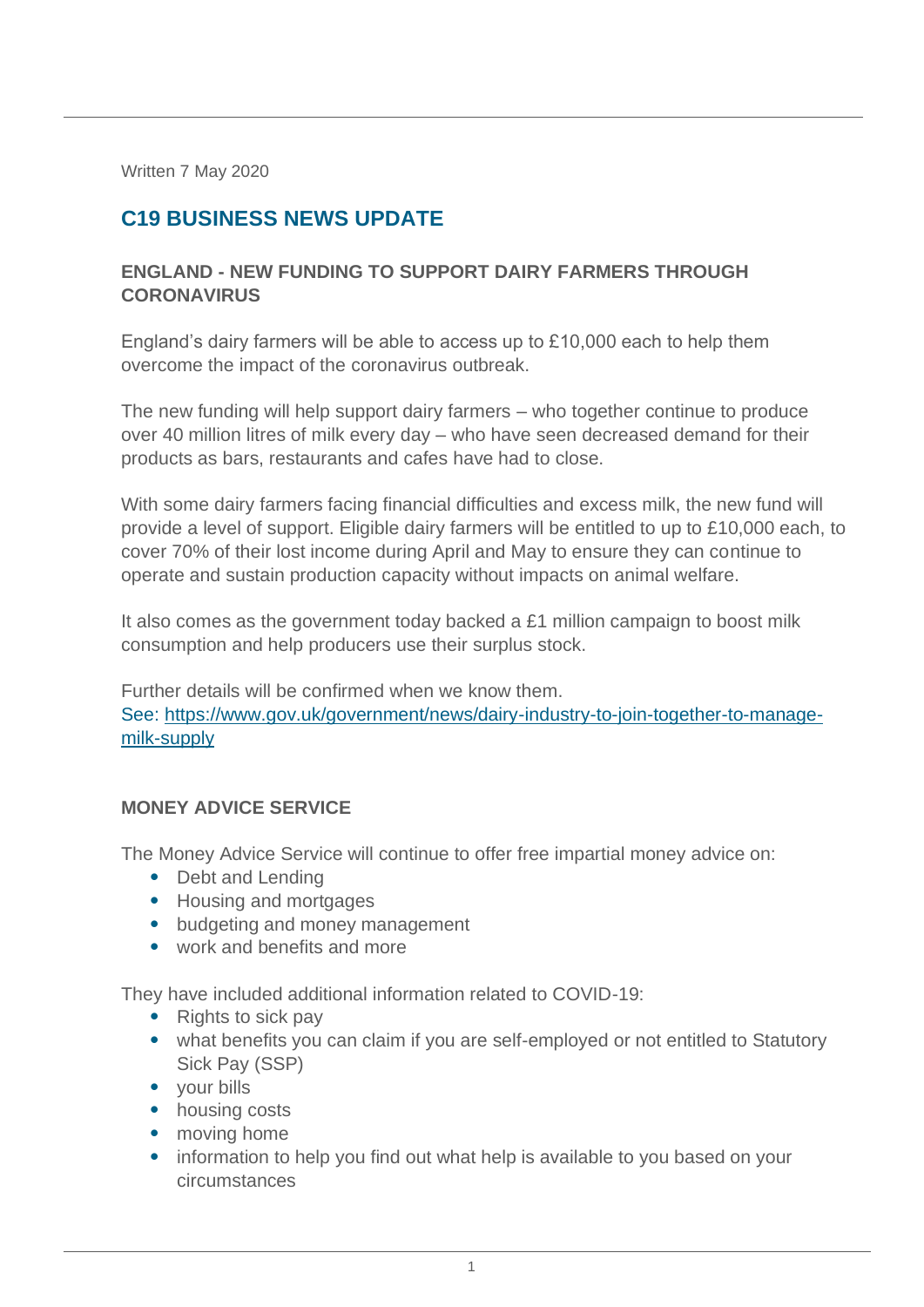Written 7 May 2020

## C19 BUSINESS NEWS UPDATE

### ENGLAND - NEW FUNDING TO SUPPORT DAIRY FARMERS THROUGH CORONAVIRUS

England's dairy farmers will be able to access up to £10,000 each to help them overcome the impact of the coronavirus outbreak.

The new funding will help support dairy farmers – who together continue to produce over 40 million litres of milk every day – who have seen decreased demand for their products as bars, restaurants and cafes have had to close.

With some dairy farmers facing financial difficulties and excess milk, the new fund will provide a level of support. Eligible dairy farmers will be entitled to up to £10,000 each, to cover 70% of their lost income during April and May to ensure they can continue to operate and sustain production capacity without impacts on animal welfare.

It also comes as the government today backed a £1 million campaign to boost milk consumption and help producers use their surplus stock.

Further details will be confirmed when we know them.
See: [https://www.gov.uk/government/news/dairy-industry-to-join-together-to-manage-milk-supply](https://www.gov.uk/government/news/dairy-industry-to-join-together-to-manage-milk-supply)

### MONEY ADVICE SERVICE

The Money Advice Service will continue to offer free impartial money advice on:

- Debt and Lending
- Housing and mortgages
- budgeting and money management
- work and benefits and more

They have included additional information related to COVID-19:

- Rights to sick pay
- what benefits you can claim if you are self-employed or not entitled to Statutory Sick Pay (SSP)
- your bills
- housing costs
- moving home
- information to help you find out what help is available to you based on your circumstances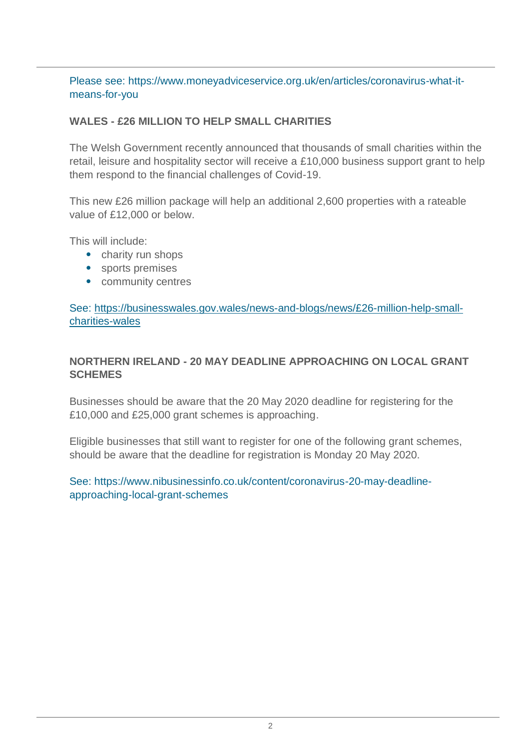Please see: https://www.moneyadviceservice.org.uk/en/articles/coronavirus-what-it-means-for-you

## WALES - £26 MILLION TO HELP SMALL CHARITIES

The Welsh Government recently announced that thousands of small charities within the retail, leisure and hospitality sector will receive a £10,000 business support grant to help them respond to the financial challenges of Covid-19.

This new £26 million package will help an additional 2,600 properties with a rateable value of £12,000 or below.

This will include:

- charity run shops
- sports premises
- community centres

See: https://businesswales.gov.wales/news-and-blogs/news/£26-million-help-small-charities-wales

## NORTHERN IRELAND - 20 MAY DEADLINE APPROACHING ON LOCAL GRANT SCHEMES

Businesses should be aware that the 20 May 2020 deadline for registering for the £10,000 and £25,000 grant schemes is approaching.

Eligible businesses that still want to register for one of the following grant schemes, should be aware that the deadline for registration is Monday 20 May 2020.

See: https://www.nibusinessinfo.co.uk/content/coronavirus-20-may-deadline-approaching-local-grant-schemes